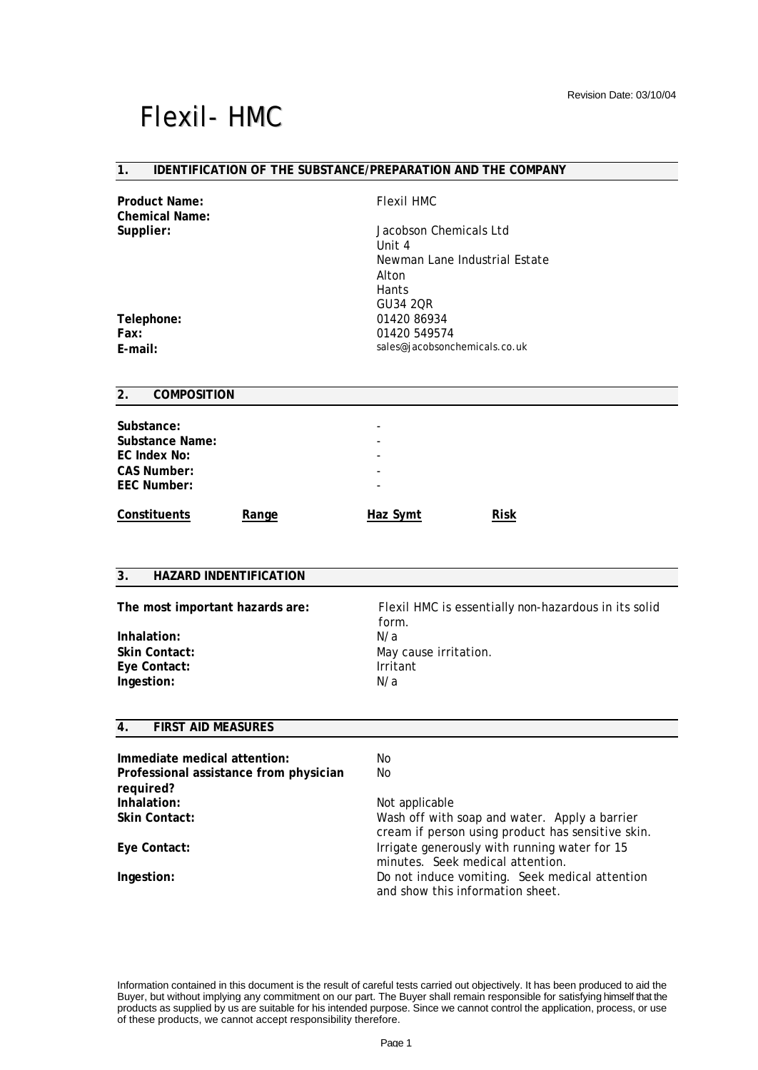Revision Date: 03/10/04

# Flexil- HMC

## 1. IDENTIFICATION OF THE SUBSTANCE/PREPARATION AND THE COMPANY

| | |
|---|---|
| **Product Name:** | Flexil HMC |
| **Chemical Name:** | |
| **Supplier:** | Jacobson Chemicals Ltd<br>Unit 4<br>Newman Lane Industrial Estate<br>Alton<br>Hants<br>GU34 2QR |
| **Telephone:** | 01420 86934 |
| **Fax:** | 01420 549574 |
| **E-mail:** | sales@jacobsonchemicals.co.uk |

## 2. COMPOSITION

| | |
|---|---|
| **Substance:** | - |
| **Substance Name:** | - |
| **EC Index No:** | - |
| **CAS Number:** | - |
| **EEC Number:** | - |

| Constituents | Range | Haz Symt | Risk |
|---|---|---|---|

## 3. HAZARD INDENTIFICATION

| | |
|---|---|
| **The most important hazards are:** | Flexil HMC is essentially non-hazardous in its solid form. |
| **Inhalation:** | N/a |
| **Skin Contact:** | May cause irritation. |
| **Eye Contact:** | Irritant |
| **Ingestion:** | N/a |

## 4. FIRST AID MEASURES

| | |
|---|---|
| **Immediate medical attention:** | No |
| **Professional assistance from physician required?** | No |
| **Inhalation:** | Not applicable |
| **Skin Contact:** | Wash off with soap and water. Apply a barrier cream if person using product has sensitive skin. |
| **Eye Contact:** | Irrigate generously with running water for 15 minutes. Seek medical attention. |
| **Ingestion:** | Do not induce vomiting. Seek medical attention and show this information sheet. |

Information contained in this document is the result of careful tests carried out objectively. It has been produced to aid the Buyer, but without implying any commitment on our part. The Buyer shall remain responsible for satisfying himself that the products as supplied by us are suitable for his intended purpose. Since we cannot control the application, process, or use of these products, we cannot accept responsibility therefore.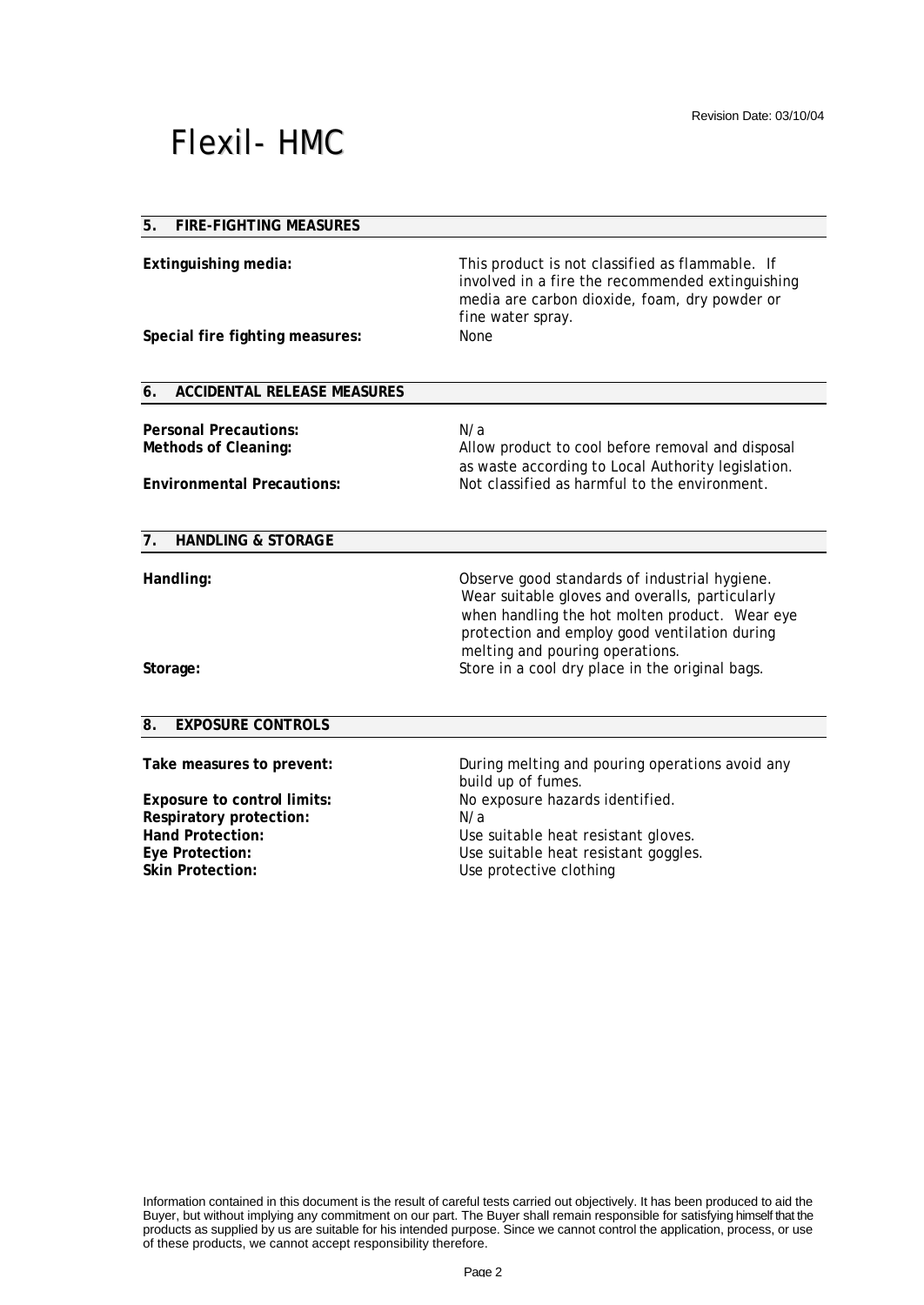# Flexil- HMC

Revision Date: 03/10/04

## 5. FIRE-FIGHTING MEASURES

**Extinguishing media:** This product is not classified as flammable. If involved in a fire the recommended extinguishing media are carbon dioxide, foam, dry powder or fine water spray.

**Special fire fighting measures:** None

## 6. ACCIDENTAL RELEASE MEASURES

**Personal Precautions:** N/a

**Methods of Cleaning:** Allow product to cool before removal and disposal as waste according to Local Authority legislation.

**Environmental Precautions:** Not classified as harmful to the environment.

## 7. HANDLING & STORAGE

**Handling:** Observe good standards of industrial hygiene. Wear suitable gloves and overalls, particularly when handling the hot molten product. Wear eye protection and employ good ventilation during melting and pouring operations.

**Storage:** Store in a cool dry place in the original bags.

## 8. EXPOSURE CONTROLS

**Take measures to prevent:** During melting and pouring operations avoid any build up of fumes.

**Exposure to control limits:** No exposure hazards identified.

**Respiratory protection:** N/a

**Hand Protection:** Use suitable heat resistant gloves.

**Eye Protection:** Use suitable heat resistant goggles.

**Skin Protection:** Use protective clothing

Information contained in this document is the result of careful tests carried out objectively. It has been produced to aid the Buyer, but without implying any commitment on our part. The Buyer shall remain responsible for satisfying himself that the products as supplied by us are suitable for his intended purpose. Since we cannot control the application, process, or use of these products, we cannot accept responsibility therefore.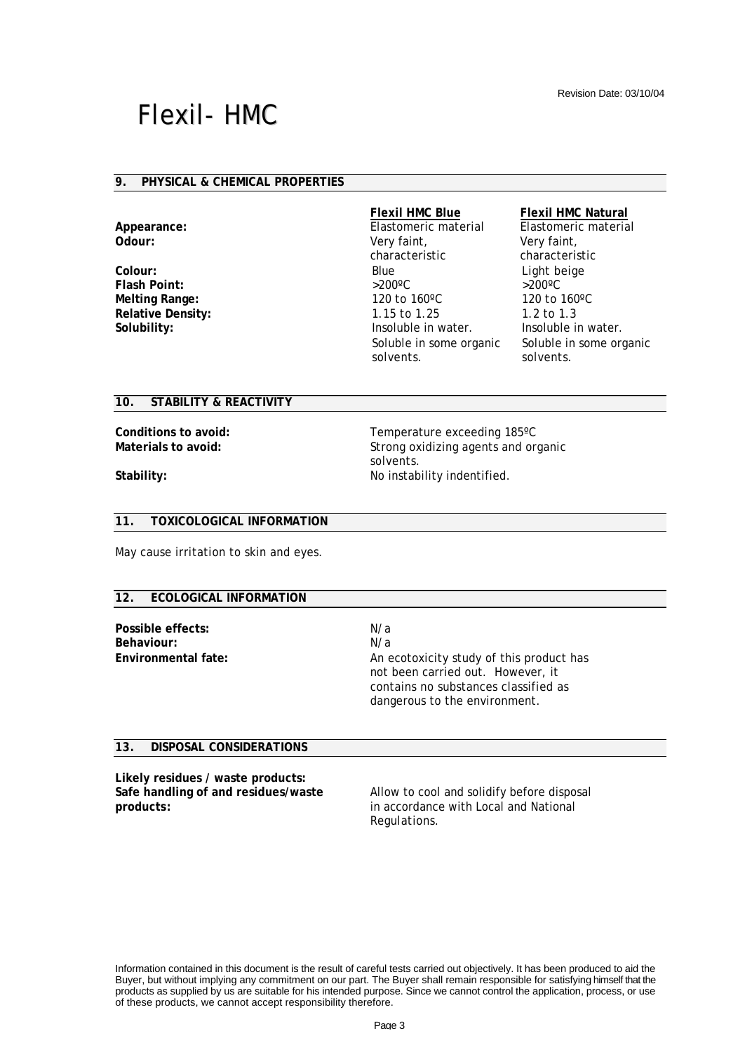Revision Date: 03/10/04

# Flexil- HMC

## 9. PHYSICAL & CHEMICAL PROPERTIES

| | Flexil HMC Blue | Flexil HMC Natural |
|---|---|---|
| **Appearance:** | Elastomeric material | Elastomeric material |
| **Odour:** | Very faint, characteristic | Very faint, characteristic |
| **Colour:** | Blue | Light beige |
| **Flash Point:** | >200ºC | >200ºC |
| **Melting Range:** | 120 to 160ºC | 120 to 160ºC |
| **Relative Density:** | 1.15 to 1.25 | 1.2 to 1.3 |
| **Solubility:** | Insoluble in water. Soluble in some organic solvents. | Insoluble in water. Soluble in some organic solvents. |

## 10. STABILITY & REACTIVITY

**Conditions to avoid:** Temperature exceeding 185ºC

**Materials to avoid:** Strong oxidizing agents and organic solvents.

**Stability:** No instability indentified.

## 11. TOXICOLOGICAL INFORMATION

May cause irritation to skin and eyes.

## 12. ECOLOGICAL INFORMATION

**Possible effects:** N/a

**Behaviour:** N/a

**Environmental fate:** An ecotoxicity study of this product has not been carried out. However, it contains no substances classified as dangerous to the environment.

## 13. DISPOSAL CONSIDERATIONS

**Likely residues / waste products:**

**Safe handling of and residues/waste products:** Allow to cool and solidify before disposal in accordance with Local and National Regulations.

Information contained in this document is the result of careful tests carried out objectively. It has been produced to aid the Buyer, but without implying any commitment on our part. The Buyer shall remain responsible for satisfying himself that the products as supplied by us are suitable for his intended purpose. Since we cannot control the application, process, or use of these products, we cannot accept responsibility therefore.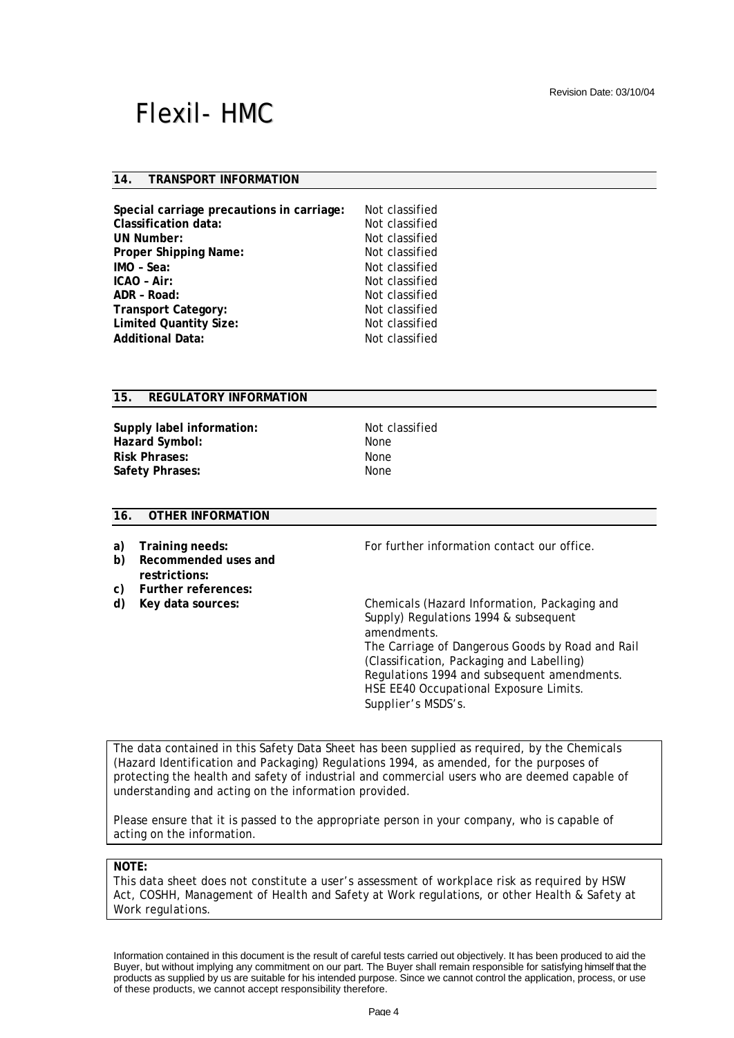# Flexil- HMC

Revision Date: 03/10/04

## 14. TRANSPORT INFORMATION

| | |
|---|---|
| **Special carriage precautions in carriage:** | Not classified |
| **Classification data:** | Not classified |
| **UN Number:** | Not classified |
| **Proper Shipping Name:** | Not classified |
| **IMO – Sea:** | Not classified |
| **ICAO – Air:** | Not classified |
| **ADR – Road:** | Not classified |
| **Transport Category:** | Not classified |
| **Limited Quantity Size:** | Not classified |
| **Additional Data:** | Not classified |

## 15. REGULATORY INFORMATION

| | |
|---|---|
| **Supply label information:** | Not classified |
| **Hazard Symbol:** | None |
| **Risk Phrases:** | None |
| **Safety Phrases:** | None |

## 16. OTHER INFORMATION

**a) Training needs:** For further information contact our office.

**b) Recommended uses and restrictions:**

**c) Further references:**

**d) Key data sources:** Chemicals (Hazard Information, Packaging and Supply) Regulations 1994 & subsequent amendments.
The Carriage of Dangerous Goods by Road and Rail (Classification, Packaging and Labelling) Regulations 1994 and subsequent amendments.
HSE EE40 Occupational Exposure Limits.
Supplier's MSDS's.

The data contained in this Safety Data Sheet has been supplied as required, by the Chemicals (Hazard Identification and Packaging) Regulations 1994, as amended, for the purposes of protecting the health and safety of industrial and commercial users who are deemed capable of understanding and acting on the information provided.

Please ensure that it is passed to the appropriate person in your company, who is capable of acting on the information.

**NOTE:**
This data sheet does not constitute a user's assessment of workplace risk as required by HSW Act, COSHH, Management of Health and Safety at Work regulations, or other Health & Safety at Work regulations.

Information contained in this document is the result of careful tests carried out objectively. It has been produced to aid the Buyer, but without implying any commitment on our part. The Buyer shall remain responsible for satisfying himself that the products as supplied by us are suitable for his intended purpose. Since we cannot control the application, process, or use of these products, we cannot accept responsibility therefore.